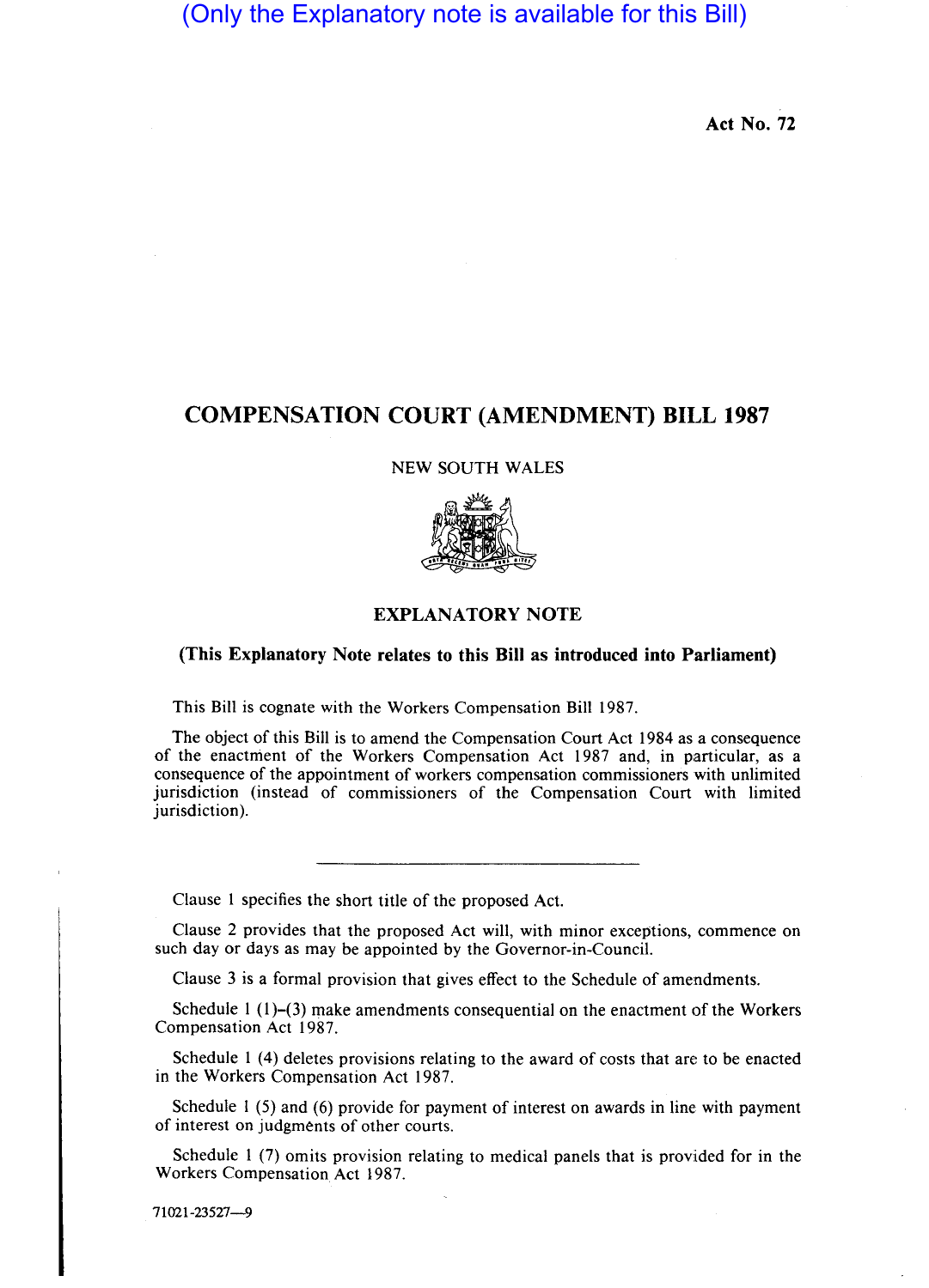(Only the Explanatory note is available for this Bill)

Act No. 72

# COMPENSATION COURT (AMENDMENT) BILL 1987

NEW SOUTH WALES

## EXPLANATORY NOTE

**(This Explanatory Note relates to this Bill as introduced into Parliament)**

This Bill is cognate with the Workers Compensation Bill 1987.

The object of this Bill is to amend the Compensation Court Act 1984 as a consequence of the enactment of the Workers Compensation Act 1987 and, in particular, as a consequence of the appointment of workers compensation commissioners with unlimited jurisdiction (instead of commissioners of the Compensation Court with limited jurisdiction).

---

Clause 1 specifies the short title of the proposed Act.

Clause 2 provides that the proposed Act will, with minor exceptions, commence on such day or days as may be appointed by the Governor-in-Council.

Clause 3 is a formal provision that gives effect to the Schedule of amendments.

Schedule 1 (1)–(3) make amendments consequential on the enactment of the Workers Compensation Act 1987.

Schedule 1 (4) deletes provisions relating to the award of costs that are to be enacted in the Workers Compensation Act 1987.

Schedule 1 (5) and (6) provide for payment of interest on awards in line with payment of interest on judgments of other courts.

Schedule 1 (7) omits provision relating to medical panels that is provided for in the Workers Compensation Act 1987.

71021-23527—9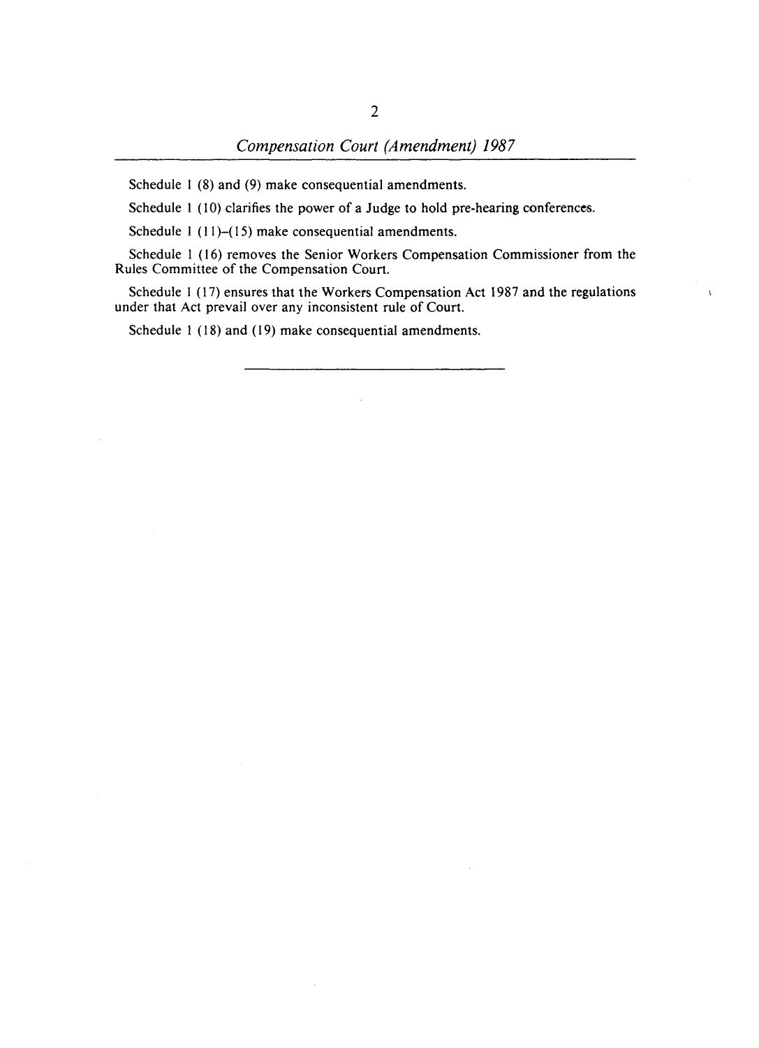Schedule 1 (8) and (9) make consequential amendments.

Schedule 1 (10) clarifies the power of a Judge to hold pre-hearing conferences.

Schedule 1 (11)–(15) make consequential amendments.

Schedule 1 (16) removes the Senior Workers Compensation Commissioner from the Rules Committee of the Compensation Court.

Schedule 1 (17) ensures that the Workers Compensation Act 1987 and the regulations under that Act prevail over any inconsistent rule of Court.

Schedule 1 (18) and (19) make consequential amendments.